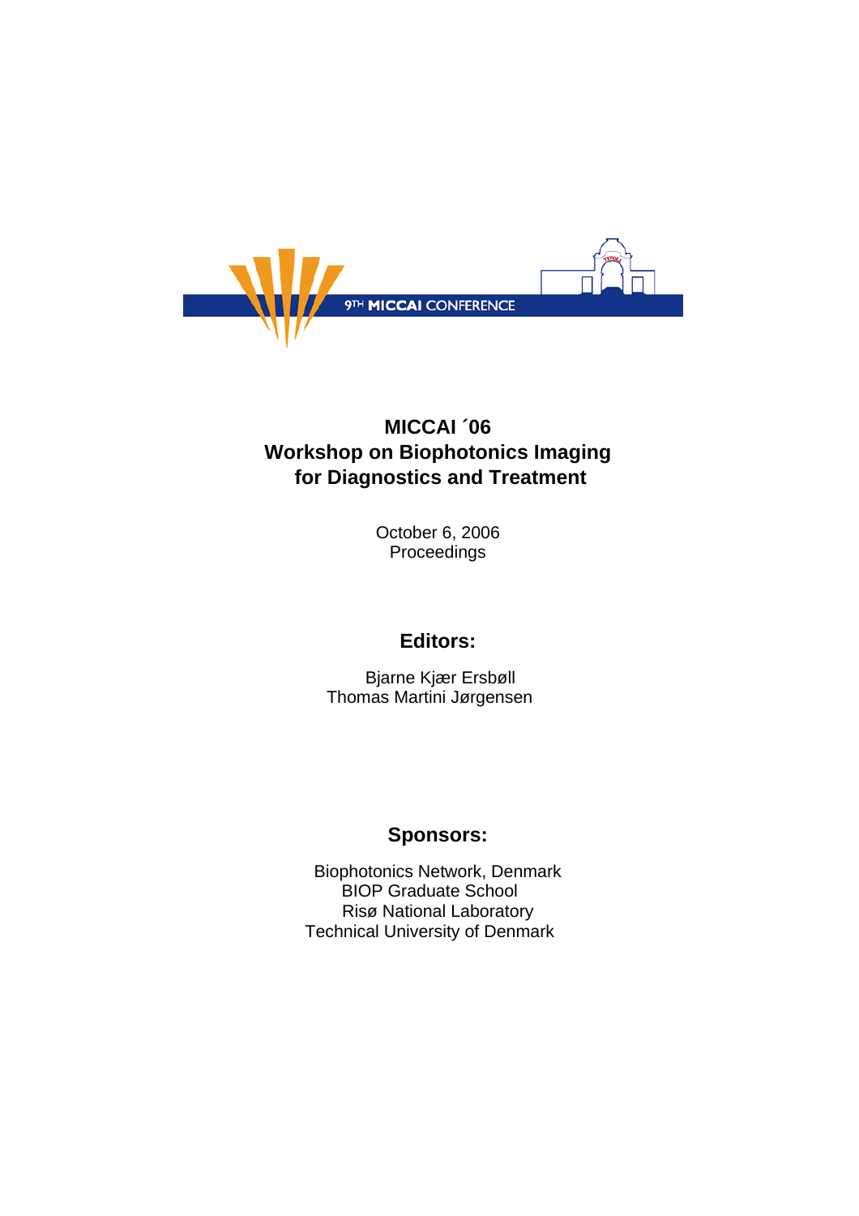9TH MICCAI CONFERENCE

# MICCAI ´06
# Workshop on Biophotonics Imaging for Diagnostics and Treatment

October 6, 2006
Proceedings

## Editors:

Bjarne Kjær Ersbøll
Thomas Martini Jørgensen

## Sponsors:

Biophotonics Network, Denmark
BIOP Graduate School
Risø National Laboratory
Technical University of Denmark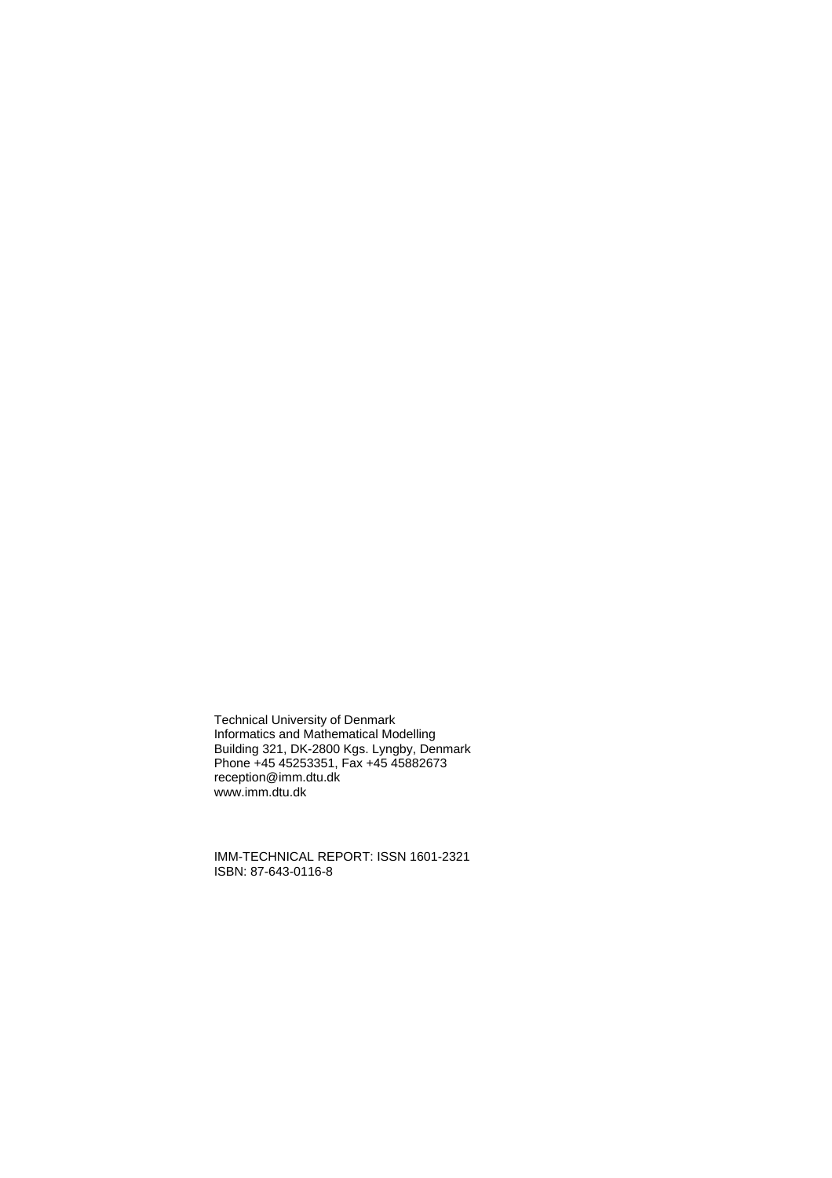Technical University of Denmark
Informatics and Mathematical Modelling
Building 321, DK-2800 Kgs. Lyngby, Denmark
Phone +45 45253351, Fax +45 45882673
reception@imm.dtu.dk
www.imm.dtu.dk

IMM-TECHNICAL REPORT: ISSN 1601-2321
ISBN: 87-643-0116-8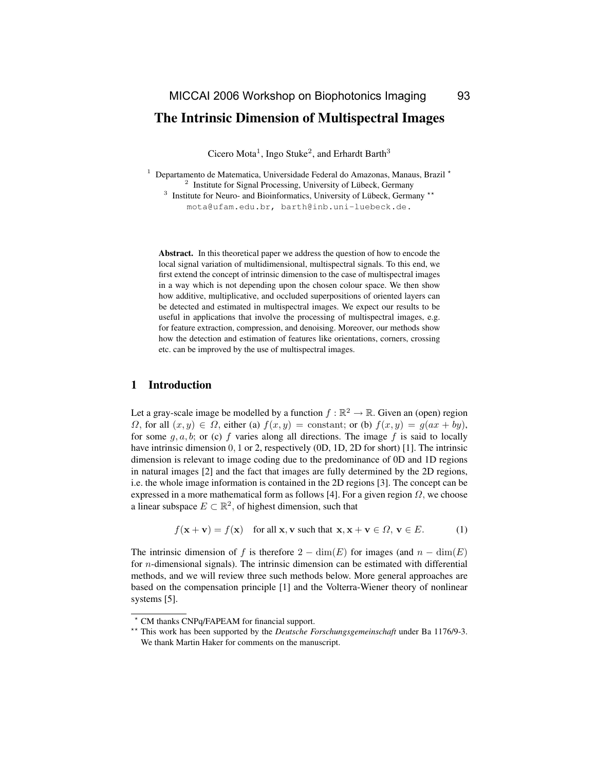# The Intrinsic Dimension of Multispectral Images

Cicero Mota[1], Ingo Stuke[2], and Erhardt Barth[3]

[1] Departamento de Matematica, Universidade Federal do Amazonas, Manaus, Brazil *
[2] Institute for Signal Processing, University of Lübeck, Germany
[3] Institute for Neuro- and Bioinformatics, University of Lübeck, Germany **

mota@ufam.edu.br, barth@inb.uni-luebeck.de.

**Abstract.** In this theoretical paper we address the question of how to encode the local signal variation of multidimensional, multispectral signals. To this end, we first extend the concept of intrinsic dimension to the case of multispectral images in a way which is not depending upon the chosen colour space. We then show how additive, multiplicative, and occluded superpositions of oriented layers can be detected and estimated in multispectral images. We expect our results to be useful in applications that involve the processing of multispectral images, e.g. for feature extraction, compression, and denoising. Moreover, our methods show how the detection and estimation of features like orientations, corners, crossing etc. can be improved by the use of multispectral images.

## 1 Introduction

Let a gray-scale image be modelled by a function $f : \mathbb{R}^2 \to \mathbb{R}$. Given an (open) region $\Omega$, for all $(x, y) \in \Omega$, either (a) $f(x, y) = \text{constant}$; or (b) $f(x, y) = g(ax + by)$, for some $g, a, b$; or (c) $f$ varies along all directions. The image $f$ is said to locally have intrinsic dimension $0, 1$ or $2$, respectively (0D, 1D, 2D for short) [1]. The intrinsic dimension is relevant to image coding due to the predominance of 0D and 1D regions in natural images [2] and the fact that images are fully determined by the 2D regions, i.e. the whole image information is contained in the 2D regions [3]. The concept can be expressed in a more mathematical form as follows [4]. For a given region $\Omega$, we choose a linear subspace $E \subset \mathbb{R}^2$, of highest dimension, such that

$$f(\mathbf{x} + \mathbf{v}) = f(\mathbf{x}) \quad \text{for all } \mathbf{x}, \mathbf{v} \text{ such that } \mathbf{x}, \mathbf{x} + \mathbf{v} \in \Omega,\ \mathbf{v} \in E. \tag{1}$$

The intrinsic dimension of $f$ is therefore $2 - \dim(E)$ for images (and $n - \dim(E)$ for $n$-dimensional signals). The intrinsic dimension can be estimated with differential methods, and we will review three such methods below. More general approaches are based on the compensation principle [1] and the Volterra-Wiener theory of nonlinear systems [5].

---

* CM thanks CNPq/FAPEAM for financial support.

** This work has been supported by the *Deutsche Forschungsgemeinschaft* under Ba 1176/9-3. We thank Martin Haker for comments on the manuscript.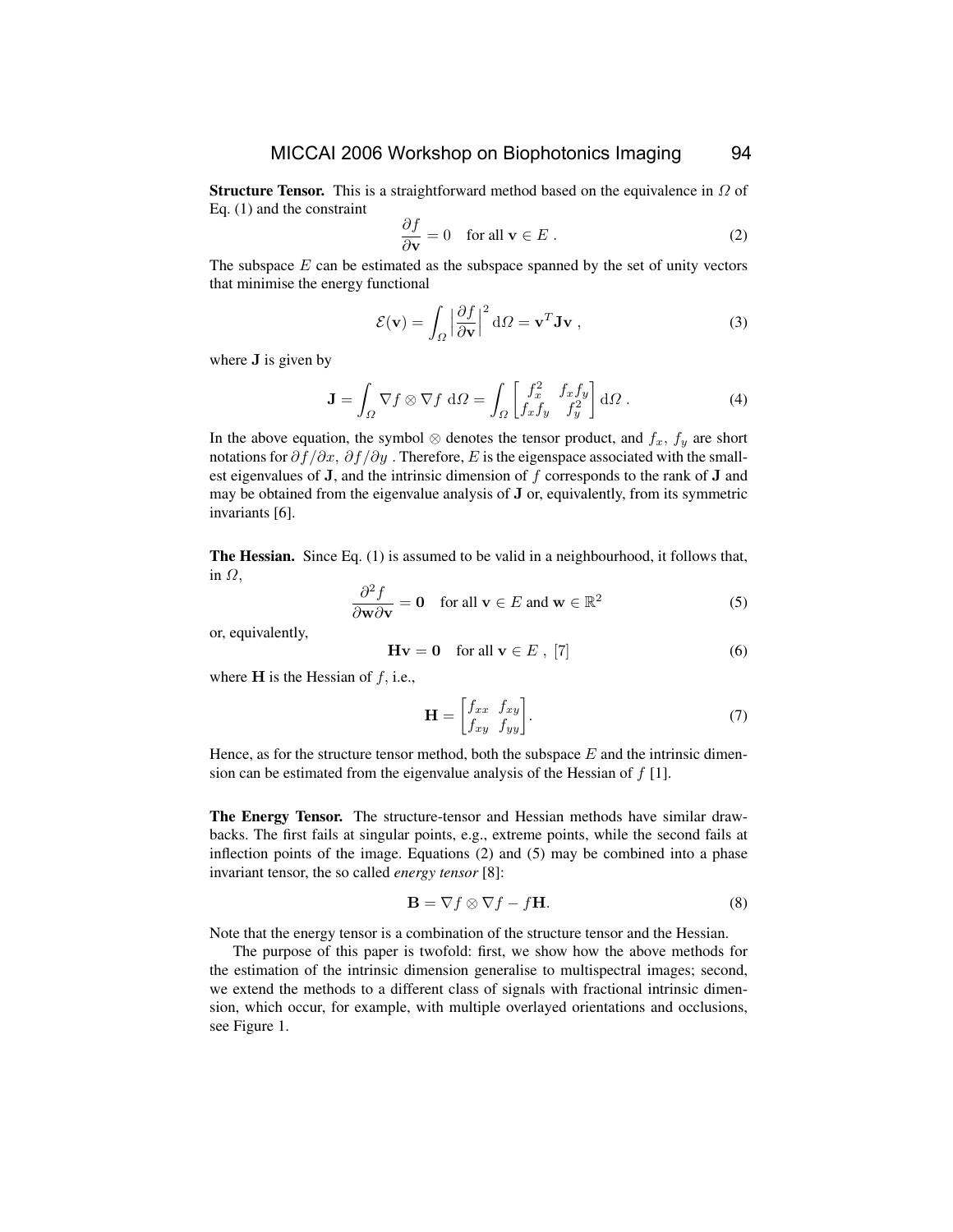**Structure Tensor.** This is a straightforward method based on the equivalence in $\Omega$ of Eq. (1) and the constraint

$$\frac{\partial f}{\partial \mathbf{v}} = 0 \quad \text{for all } \mathbf{v} \in E \ . \tag{2}$$

The subspace $E$ can be estimated as the subspace spanned by the set of unity vectors that minimise the energy functional

$$\mathcal{E}(\mathbf{v}) = \int_{\Omega} \Big| \frac{\partial f}{\partial \mathbf{v}} \Big|^2 \,\mathrm{d}\Omega = \mathbf{v}^T \mathbf{J} \mathbf{v} \ , \tag{3}$$

where $\mathbf{J}$ is given by

$$\mathbf{J} = \int_{\Omega} \nabla f \otimes \nabla f \ \mathrm{d}\Omega = \int_{\Omega} \begin{bmatrix} f_x^2 & f_x f_y \\ f_x f_y & f_y^2 \end{bmatrix} \mathrm{d}\Omega \ . \tag{4}$$

In the above equation, the symbol $\otimes$ denotes the tensor product, and $f_x$, $f_y$ are short notations for $\partial f / \partial x$, $\partial f / \partial y$ . Therefore, $E$ is the eigenspace associated with the smallest eigenvalues of $\mathbf{J}$, and the intrinsic dimension of $f$ corresponds to the rank of $\mathbf{J}$ and may be obtained from the eigenvalue analysis of $\mathbf{J}$ or, equivalently, from its symmetric invariants [6].

**The Hessian.** Since Eq. (1) is assumed to be valid in a neighbourhood, it follows that, in $\Omega$,

$$\frac{\partial^2 f}{\partial \mathbf{w} \partial \mathbf{v}} = \mathbf{0} \quad \text{for all } \mathbf{v} \in E \text{ and } \mathbf{w} \in \mathbb{R}^2 \tag{5}$$

or, equivalently,

$$\mathbf{H} \mathbf{v} = \mathbf{0} \quad \text{for all } \mathbf{v} \in E \ , \ [7] \tag{6}$$

where $\mathbf{H}$ is the Hessian of $f$, i.e.,

$$\mathbf{H} = \begin{bmatrix} f_{xx} & f_{xy} \\ f_{xy} & f_{yy} \end{bmatrix}. \tag{7}$$

Hence, as for the structure tensor method, both the subspace $E$ and the intrinsic dimension can be estimated from the eigenvalue analysis of the Hessian of $f$ [1].

**The Energy Tensor.** The structure-tensor and Hessian methods have similar drawbacks. The first fails at singular points, e.g., extreme points, while the second fails at inflection points of the image. Equations (2) and (5) may be combined into a phase invariant tensor, the so called *energy tensor* [8]:

$$\mathbf{B} = \nabla f \otimes \nabla f - f \mathbf{H}. \tag{8}$$

Note that the energy tensor is a combination of the structure tensor and the Hessian.

The purpose of this paper is twofold: first, we show how the above methods for the estimation of the intrinsic dimension generalise to multispectral images; second, we extend the methods to a different class of signals with fractional intrinsic dimension, which occur, for example, with multiple overlayed orientations and occlusions, see Figure 1.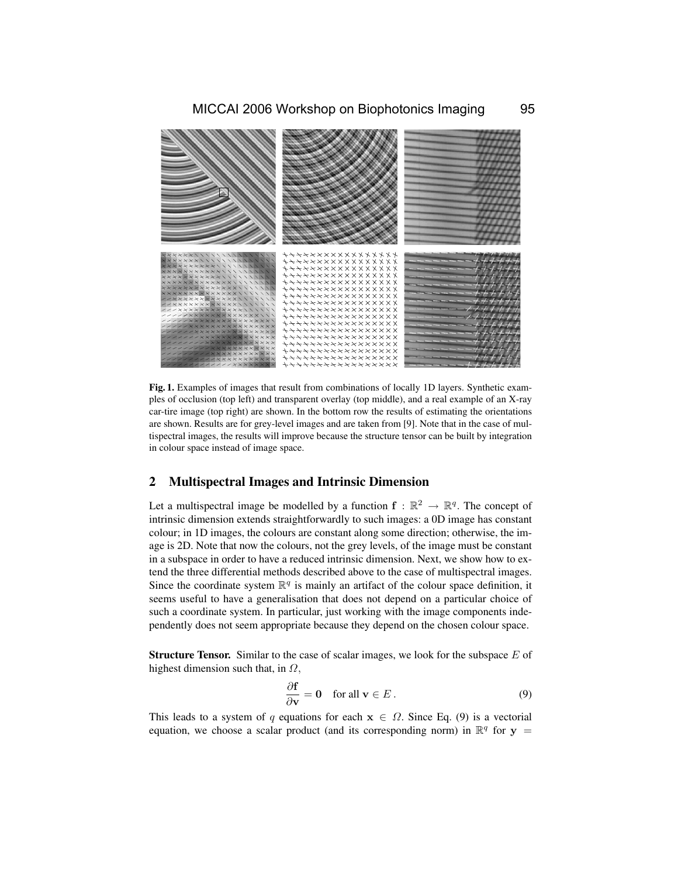**Fig. 1.** Examples of images that result from combinations of locally 1D layers. Synthetic examples of occlusion (top left) and transparent overlay (top middle), and a real example of an X-ray car-tire image (top right) are shown. In the bottom row the results of estimating the orientations are shown. Results are for grey-level images and are taken from [9]. Note that in the case of multispectral images, the results will improve because the structure tensor can be built by integration in colour space instead of image space.

## 2 Multispectral Images and Intrinsic Dimension

Let a multispectral image be modelled by a function $\mathbf{f} : \mathbb{R}^2 \rightarrow \mathbb{R}^q$. The concept of intrinsic dimension extends straightforwardly to such images: a 0D image has constant colour; in 1D images, the colours are constant along some direction; otherwise, the image is 2D. Note that now the colours, not the grey levels, of the image must be constant in a subspace in order to have a reduced intrinsic dimension. Next, we show how to extend the three differential methods described above to the case of multispectral images. Since the coordinate system $\mathbb{R}^q$ is mainly an artifact of the colour space definition, it seems useful to have a generalisation that does not depend on a particular choice of such a coordinate system. In particular, just working with the image components independently does not seem appropriate because they depend on the chosen colour space.

**Structure Tensor.** Similar to the case of scalar images, we look for the subspace $E$ of highest dimension such that, in $\Omega$,

$$\frac{\partial \mathbf{f}}{\partial \mathbf{v}} = \mathbf{0} \quad \text{for all } \mathbf{v} \in E\,. \tag{9}$$

This leads to a system of $q$ equations for each $\mathbf{x} \in \Omega$. Since Eq. (9) is a vectorial equation, we choose a scalar product (and its corresponding norm) in $\mathbb{R}^q$ for $\mathbf{y} =$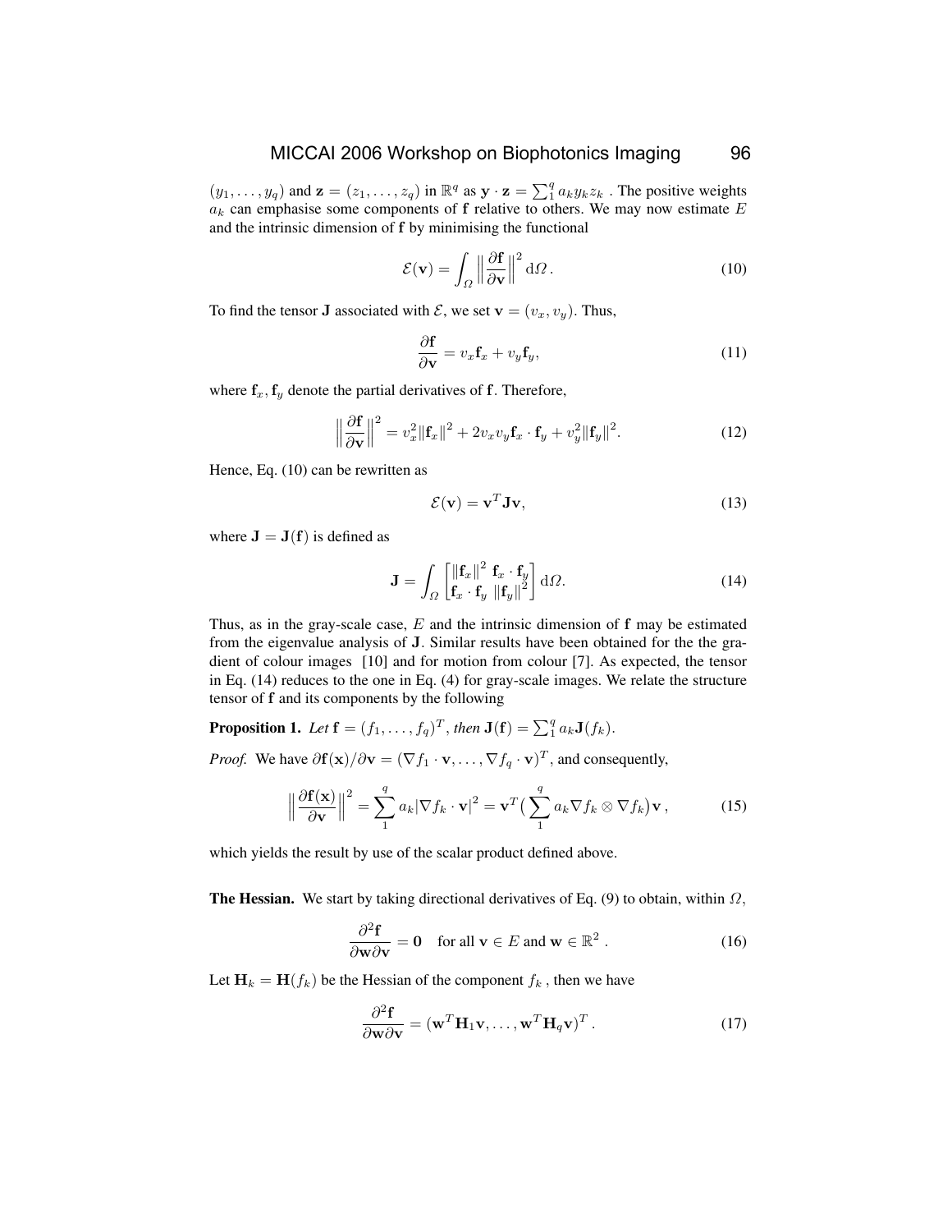$(y_1, \ldots, y_q)$ and $\mathbf{z} = (z_1, \ldots, z_q)$ in $\mathbb{R}^q$ as $\mathbf{y} \cdot \mathbf{z} = \sum_1^q a_k y_k z_k$ . The positive weights $a_k$ can emphasise some components of $\mathbf{f}$ relative to others. We may now estimate $E$ and the intrinsic dimension of $\mathbf{f}$ by minimising the functional

$$\mathcal{E}(\mathbf{v}) = \int_\Omega \Big\| \frac{\partial \mathbf{f}}{\partial \mathbf{v}} \Big\|^2 \, \mathrm{d}\Omega \,. \tag{10}$$

To find the tensor $\mathbf{J}$ associated with $\mathcal{E}$, we set $\mathbf{v} = (v_x, v_y)$. Thus,

$$\frac{\partial \mathbf{f}}{\partial \mathbf{v}} = v_x \mathbf{f}_x + v_y \mathbf{f}_y, \tag{11}$$

where $\mathbf{f}_x, \mathbf{f}_y$ denote the partial derivatives of $\mathbf{f}$. Therefore,

$$\Big\| \frac{\partial \mathbf{f}}{\partial \mathbf{v}} \Big\|^2 = v_x^2 \|\mathbf{f}_x\|^2 + 2 v_x v_y \mathbf{f}_x \cdot \mathbf{f}_y + v_y^2 \|\mathbf{f}_y\|^2. \tag{12}$$

Hence, Eq. (10) can be rewritten as

$$\mathcal{E}(\mathbf{v}) = \mathbf{v}^T \mathbf{J} \mathbf{v}, \tag{13}$$

where $\mathbf{J} = \mathbf{J}(\mathbf{f})$ is defined as

$$\mathbf{J} = \int_\Omega \begin{bmatrix} \|\mathbf{f}_x\|^2 & \mathbf{f}_x \cdot \mathbf{f}_y \\ \mathbf{f}_x \cdot \mathbf{f}_y & \|\mathbf{f}_y\|^2 \end{bmatrix} \mathrm{d}\Omega. \tag{14}$$

Thus, as in the gray-scale case, $E$ and the intrinsic dimension of $\mathbf{f}$ may be estimated from the eigenvalue analysis of $\mathbf{J}$. Similar results have been obtained for the the gradient of colour images [10] and for motion from colour [7]. As expected, the tensor in Eq. (14) reduces to the one in Eq. (4) for gray-scale images. We relate the structure tensor of $\mathbf{f}$ and its components by the following

**Proposition 1.** *Let* $\mathbf{f} = (f_1, \ldots, f_q)^T$, *then* $\mathbf{J}(\mathbf{f}) = \sum_1^q a_k \mathbf{J}(f_k)$.

*Proof.* We have $\partial \mathbf{f}(\mathbf{x}) / \partial \mathbf{v} = (\nabla f_1 \cdot \mathbf{v}, \ldots, \nabla f_q \cdot \mathbf{v})^T$, and consequently,

$$\Big\| \frac{\partial \mathbf{f}(\mathbf{x})}{\partial \mathbf{v}} \Big\|^2 = \sum_1^q a_k |\nabla f_k \cdot \mathbf{v}|^2 = \mathbf{v}^T \big( \sum_1^q a_k \nabla f_k \otimes \nabla f_k \big) \mathbf{v} \,, \tag{15}$$

which yields the result by use of the scalar product defined above.

**The Hessian.** We start by taking directional derivatives of Eq. (9) to obtain, within $\Omega$,

$$\frac{\partial^2 \mathbf{f}}{\partial \mathbf{w} \partial \mathbf{v}} = \mathbf{0} \quad \text{for all } \mathbf{v} \in E \text{ and } \mathbf{w} \in \mathbb{R}^2 \,. \tag{16}$$

Let $\mathbf{H}_k = \mathbf{H}(f_k)$ be the Hessian of the component $f_k$ , then we have

$$\frac{\partial^2 \mathbf{f}}{\partial \mathbf{w} \partial \mathbf{v}} = (\mathbf{w}^T \mathbf{H}_1 \mathbf{v}, \ldots, \mathbf{w}^T \mathbf{H}_q \mathbf{v})^T \,. \tag{17}$$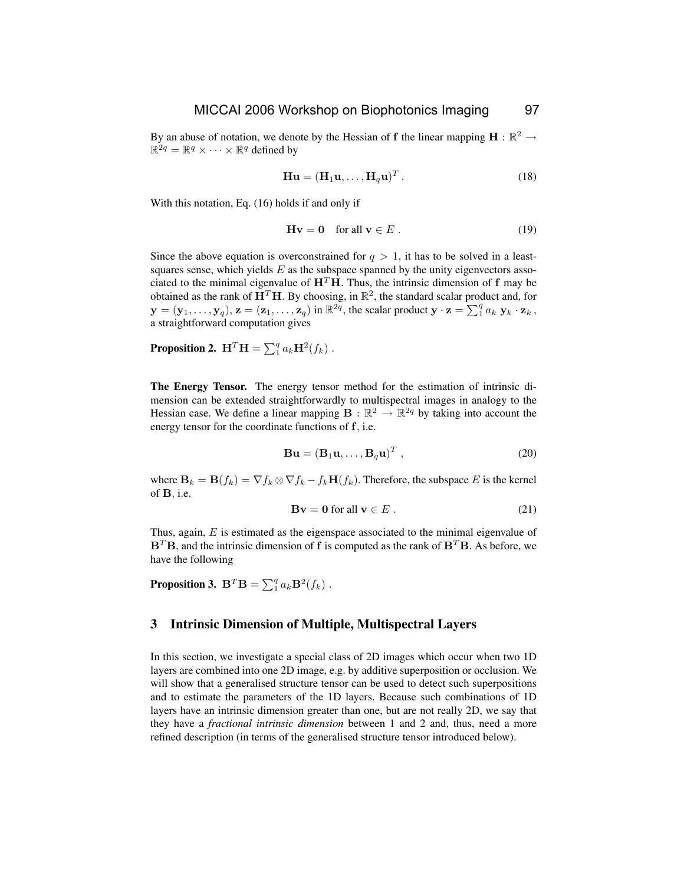By an abuse of notation, we denote by the Hessian of $\mathbf{f}$ the linear mapping $\mathbf{H} : \mathbb{R}^2 \rightarrow \mathbb{R}^{2q} = \mathbb{R}^q \times \cdots \times \mathbb{R}^q$ defined by

$$\mathbf{H}\mathbf{u} = (\mathbf{H}_1\mathbf{u}, \ldots, \mathbf{H}_q\mathbf{u})^T . \tag{18}$$

With this notation, Eq. (16) holds if and only if

$$\mathbf{H}\mathbf{v} = \mathbf{0} \quad \text{for all } \mathbf{v} \in E . \tag{19}$$

Since the above equation is overconstrained for $q > 1$, it has to be solved in a least-squares sense, which yields $E$ as the subspace spanned by the unity eigenvectors associated to the minimal eigenvalue of $\mathbf{H}^T\mathbf{H}$. Thus, the intrinsic dimension of $\mathbf{f}$ may be obtained as the rank of $\mathbf{H}^T\mathbf{H}$. By choosing, in $\mathbb{R}^2$, the standard scalar product and, for $\mathbf{y} = (\mathbf{y}_1, \ldots, \mathbf{y}_q)$, $\mathbf{z} = (\mathbf{z}_1, \ldots, \mathbf{z}_q)$ in $\mathbb{R}^{2q}$, the scalar product $\mathbf{y} \cdot \mathbf{z} = \sum_1^q a_k \, \mathbf{y}_k \cdot \mathbf{z}_k$, a straightforward computation gives

**Proposition 2.** $\mathbf{H}^T\mathbf{H} = \sum_1^q a_k \mathbf{H}^2(f_k)$ .

**The Energy Tensor.** The energy tensor method for the estimation of intrinsic dimension can be extended straightforwardly to multispectral images in analogy to the Hessian case. We define a linear mapping $\mathbf{B} : \mathbb{R}^2 \rightarrow \mathbb{R}^{2q}$ by taking into account the energy tensor for the coordinate functions of $\mathbf{f}$, i.e.

$$\mathbf{B}\mathbf{u} = (\mathbf{B}_1\mathbf{u}, \ldots, \mathbf{B}_q\mathbf{u})^T , \tag{20}$$

where $\mathbf{B}_k = \mathbf{B}(f_k) = \nabla f_k \otimes \nabla f_k - f_k \mathbf{H}(f_k)$. Therefore, the subspace $E$ is the kernel of $\mathbf{B}$, i.e.

$$\mathbf{B}\mathbf{v} = \mathbf{0} \text{ for all } \mathbf{v} \in E . \tag{21}$$

Thus, again, $E$ is estimated as the eigenspace associated to the minimal eigenvalue of $\mathbf{B}^T\mathbf{B}$, and the intrinsic dimension of $\mathbf{f}$ is computed as the rank of $\mathbf{B}^T\mathbf{B}$. As before, we have the following

**Proposition 3.** $\mathbf{B}^T\mathbf{B} = \sum_1^q a_k \mathbf{B}^2(f_k)$ .

## 3 Intrinsic Dimension of Multiple, Multispectral Layers

In this section, we investigate a special class of 2D images which occur when two 1D layers are combined into one 2D image, e.g. by additive superposition or occlusion. We will show that a generalised structure tensor can be used to detect such superpositions and to estimate the parameters of the 1D layers. Because such combinations of 1D layers have an intrinsic dimension greater than one, but are not really 2D, we say that they have a *fractional intrinsic dimension* between 1 and 2 and, thus, need a more refined description (in terms of the generalised structure tensor introduced below).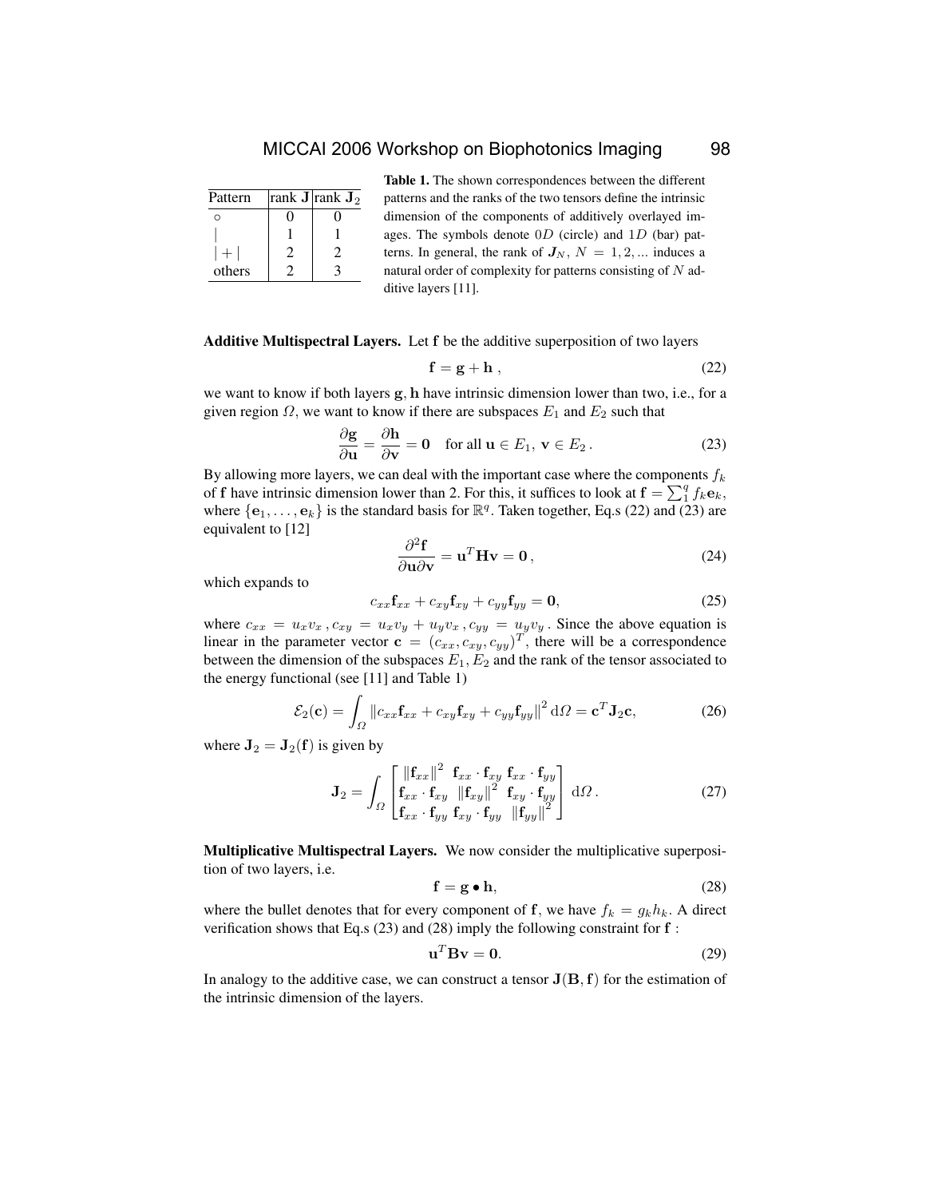| Pattern | rank $\mathbf{J}$ | rank $\mathbf{J}_2$ |
|---|---|---|
| $\circ$ | 0 | 0 |
| $\vert$ | 1 | 1 |
| $\vert + \vert$ | 2 | 2 |
| others | 2 | 3 |

**Table 1.** The shown correspondences between the different patterns and the ranks of the two tensors define the intrinsic dimension of the components of additively overlayed images. The symbols denote $0D$ (circle) and $1D$ (bar) patterns. In general, the rank of $\boldsymbol{J}_N$, $N = 1, 2, ...$ induces a natural order of complexity for patterns consisting of $N$ additive layers [11].

**Additive Multispectral Layers.** Let $\mathbf{f}$ be the additive superposition of two layers

$$\mathbf{f} = \mathbf{g} + \mathbf{h} \,, \tag{22}$$

we want to know if both layers $\mathbf{g}, \mathbf{h}$ have intrinsic dimension lower than two, i.e., for a given region $\Omega$, we want to know if there are subspaces $E_1$ and $E_2$ such that

$$\frac{\partial \mathbf{g}}{\partial \mathbf{u}} = \frac{\partial \mathbf{h}}{\partial \mathbf{v}} = \mathbf{0} \quad \text{for all } \mathbf{u} \in E_1,\ \mathbf{v} \in E_2 \,. \tag{23}$$

By allowing more layers, we can deal with the important case where the components $f_k$ of $\mathbf{f}$ have intrinsic dimension lower than 2. For this, it suffices to look at $\mathbf{f} = \sum_1^q f_k \mathbf{e}_k$, where $\{\mathbf{e}_1, \ldots, \mathbf{e}_k\}$ is the standard basis for $\mathbb{R}^q$. Taken together, Eq.s (22) and (23) are equivalent to [12]

$$\frac{\partial^2 \mathbf{f}}{\partial \mathbf{u} \partial \mathbf{v}} = \mathbf{u}^T \mathbf{H} \mathbf{v} = \mathbf{0} \,, \tag{24}$$

which expands to

$$c_{xx} \mathbf{f}_{xx} + c_{xy} \mathbf{f}_{xy} + c_{yy} \mathbf{f}_{yy} = \mathbf{0}, \tag{25}$$

where $c_{xx} = u_x v_x \,, c_{xy} = u_x v_y + u_y v_x \,, c_{yy} = u_y v_y$. Since the above equation is linear in the parameter vector $\mathbf{c} = (c_{xx}, c_{xy}, c_{yy})^T$, there will be a correspondence between the dimension of the subspaces $E_1, E_2$ and the rank of the tensor associated to the energy functional (see [11] and Table 1)

$$\mathcal{E}_2(\mathbf{c}) = \int_{\Omega} \left\| c_{xx} \mathbf{f}_{xx} + c_{xy} \mathbf{f}_{xy} + c_{yy} \mathbf{f}_{yy} \right\|^2 \mathrm{d}\Omega = \mathbf{c}^T \mathbf{J}_2 \mathbf{c}, \tag{26}$$

where $\mathbf{J}_2 = \mathbf{J}_2(\mathbf{f})$ is given by

$$\mathbf{J}_2 = \int_{\Omega} \begin{bmatrix} \|\mathbf{f}_{xx}\|^2 & \mathbf{f}_{xx} \cdot \mathbf{f}_{xy} & \mathbf{f}_{xx} \cdot \mathbf{f}_{yy} \\ \mathbf{f}_{xx} \cdot \mathbf{f}_{xy} & \|\mathbf{f}_{xy}\|^2 & \mathbf{f}_{xy} \cdot \mathbf{f}_{yy} \\ \mathbf{f}_{xx} \cdot \mathbf{f}_{yy} & \mathbf{f}_{xy} \cdot \mathbf{f}_{yy} & \|\mathbf{f}_{yy}\|^2 \end{bmatrix} \mathrm{d}\Omega \,. \tag{27}$$

**Multiplicative Multispectral Layers.** We now consider the multiplicative superposition of two layers, i.e.

$$\mathbf{f} = \mathbf{g} \bullet \mathbf{h}, \tag{28}$$

where the bullet denotes that for every component of $\mathbf{f}$, we have $f_k = g_k h_k$. A direct verification shows that Eq.s (23) and (28) imply the following constraint for $\mathbf{f}$ :

$$\mathbf{u}^T \mathbf{B} \mathbf{v} = \mathbf{0}. \tag{29}$$

In analogy to the additive case, we can construct a tensor $\mathbf{J}(\mathbf{B}, \mathbf{f})$ for the estimation of the intrinsic dimension of the layers.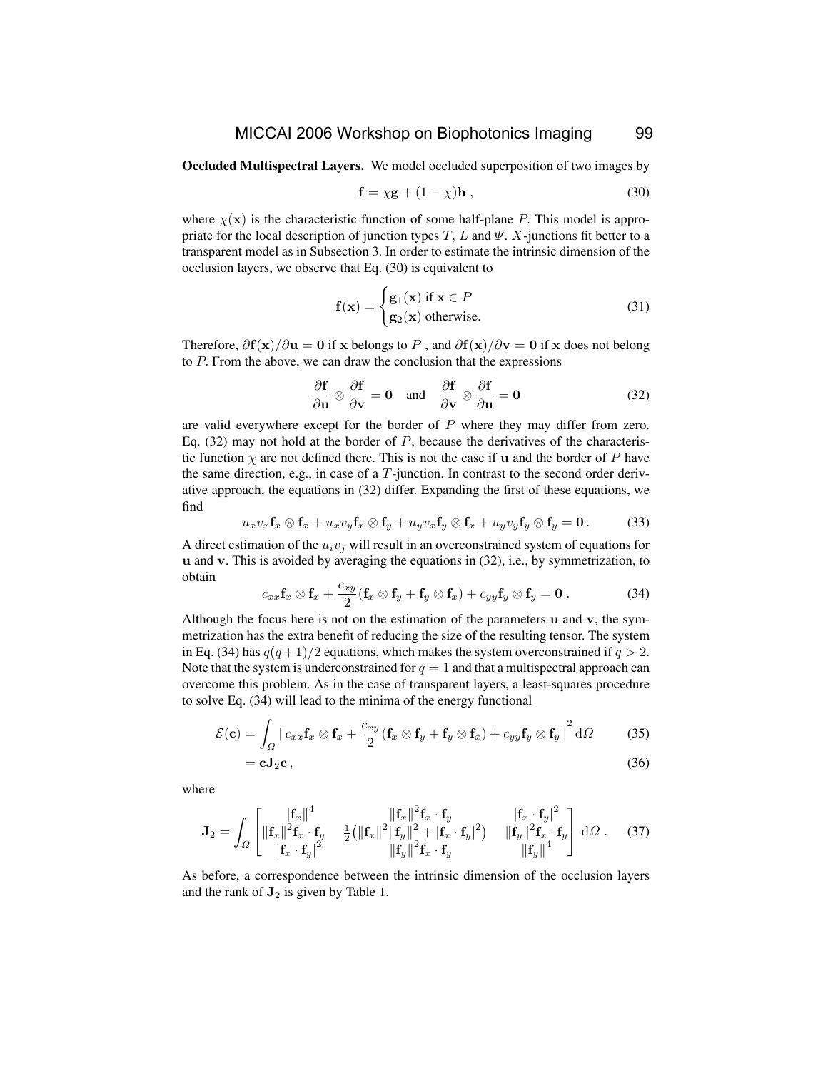**Occluded Multispectral Layers.** We model occluded superposition of two images by

$$\mathbf{f} = \chi \mathbf{g} + (1 - \chi)\mathbf{h} \,, \tag{30}$$

where $\chi(\mathbf{x})$ is the characteristic function of some half-plane $P$. This model is appropriate for the local description of junction types $T$, $L$ and $\Psi$. $X$-junctions fit better to a transparent model as in Subsection 3. In order to estimate the intrinsic dimension of the occlusion layers, we observe that Eq. (30) is equivalent to

$$\mathbf{f}(\mathbf{x}) = \begin{cases} \mathbf{g}_1(\mathbf{x}) \text{ if } \mathbf{x} \in P \\ \mathbf{g}_2(\mathbf{x}) \text{ otherwise.} \end{cases} \tag{31}$$

Therefore, $\partial \mathbf{f}(\mathbf{x})/\partial \mathbf{u} = \mathbf{0}$ if $\mathbf{x}$ belongs to $P$ , and $\partial \mathbf{f}(\mathbf{x})/\partial \mathbf{v} = \mathbf{0}$ if $\mathbf{x}$ does not belong to $P$. From the above, we can draw the conclusion that the expressions

$$\frac{\partial \mathbf{f}}{\partial \mathbf{u}} \otimes \frac{\partial \mathbf{f}}{\partial \mathbf{v}} = \mathbf{0} \quad \text{and} \quad \frac{\partial \mathbf{f}}{\partial \mathbf{v}} \otimes \frac{\partial \mathbf{f}}{\partial \mathbf{u}} = \mathbf{0} \tag{32}$$

are valid everywhere except for the border of $P$ where they may differ from zero. Eq. (32) may not hold at the border of $P$, because the derivatives of the characteristic function $\chi$ are not defined there. This is not the case if $\mathbf{u}$ and the border of $P$ have the same direction, e.g., in case of a $T$-junction. In contrast to the second order derivative approach, the equations in (32) differ. Expanding the first of these equations, we find

$$u_x v_x \mathbf{f}_x \otimes \mathbf{f}_x + u_x v_y \mathbf{f}_x \otimes \mathbf{f}_y + u_y v_x \mathbf{f}_y \otimes \mathbf{f}_x + u_y v_y \mathbf{f}_y \otimes \mathbf{f}_y = \mathbf{0} \,. \tag{33}$$

A direct estimation of the $u_i v_j$ will result in an overconstrained system of equations for $\mathbf{u}$ and $\mathbf{v}$. This is avoided by averaging the equations in (32), i.e., by symmetrization, to obtain

$$c_{xx} \mathbf{f}_x \otimes \mathbf{f}_x + \frac{c_{xy}}{2} (\mathbf{f}_x \otimes \mathbf{f}_y + \mathbf{f}_y \otimes \mathbf{f}_x) + c_{yy} \mathbf{f}_y \otimes \mathbf{f}_y = \mathbf{0} \,. \tag{34}$$

Although the focus here is not on the estimation of the parameters $\mathbf{u}$ and $\mathbf{v}$, the symmetrization has the extra benefit of reducing the size of the resulting tensor. The system in Eq. (34) has $q(q+1)/2$ equations, which makes the system overconstrained if $q > 2$. Note that the system is underconstrained for $q = 1$ and that a multispectral approach can overcome this problem. As in the case of transparent layers, a least-squares procedure to solve Eq. (34) will lead to the minima of the energy functional

$$\mathcal{E}(\mathbf{c}) = \int_{\Omega} \left\| c_{xx} \mathbf{f}_x \otimes \mathbf{f}_x + \frac{c_{xy}}{2} (\mathbf{f}_x \otimes \mathbf{f}_y + \mathbf{f}_y \otimes \mathbf{f}_x) + c_{yy} \mathbf{f}_y \otimes \mathbf{f}_y \right\|^2 \mathrm{d}\Omega \tag{35}$$

$$= \mathbf{c} \mathbf{J}_2 \mathbf{c} \,, \tag{36}$$

where

$$\mathbf{J}_2 = \int_{\Omega} \begin{bmatrix} \|\mathbf{f}_x\|^4 & \|\mathbf{f}_x\|^2 \mathbf{f}_x \cdot \mathbf{f}_y & |\mathbf{f}_x \cdot \mathbf{f}_y|^2 \\ \|\mathbf{f}_x\|^2 \mathbf{f}_x \cdot \mathbf{f}_y & \frac{1}{2}\left(\|\mathbf{f}_x\|^2 \|\mathbf{f}_y\|^2 + |\mathbf{f}_x \cdot \mathbf{f}_y|^2\right) & \|\mathbf{f}_y\|^2 \mathbf{f}_x \cdot \mathbf{f}_y \\ |\mathbf{f}_x \cdot \mathbf{f}_y|^2 & \|\mathbf{f}_y\|^2 \mathbf{f}_x \cdot \mathbf{f}_y & \|\mathbf{f}_y\|^4 \end{bmatrix} \mathrm{d}\Omega \,. \tag{37}$$

As before, a correspondence between the intrinsic dimension of the occlusion layers and the rank of $\mathbf{J}_2$ is given by Table 1.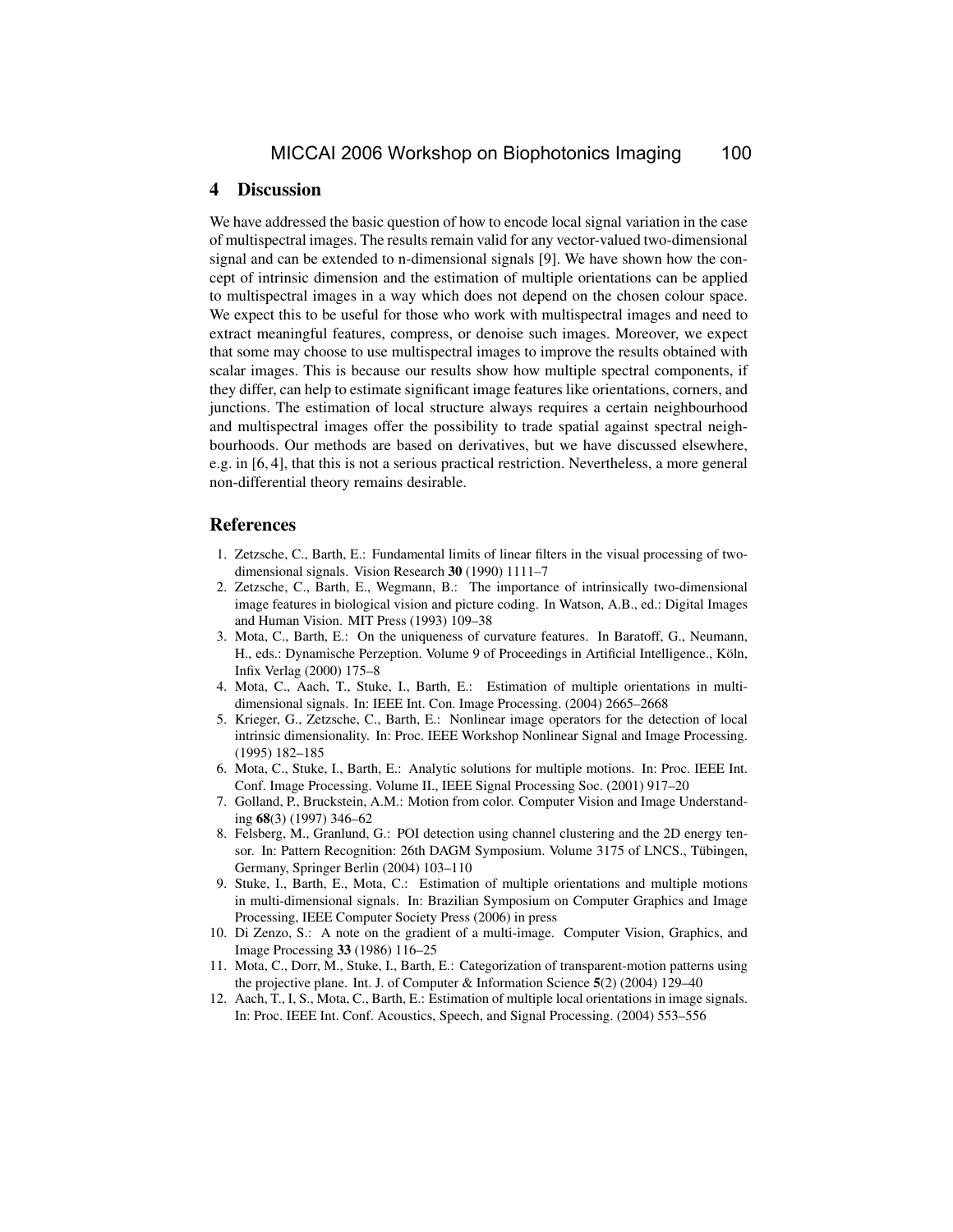## 4 Discussion

We have addressed the basic question of how to encode local signal variation in the case of multispectral images. The results remain valid for any vector-valued two-dimensional signal and can be extended to n-dimensional signals [9]. We have shown how the concept of intrinsic dimension and the estimation of multiple orientations can be applied to multispectral images in a way which does not depend on the chosen colour space. We expect this to be useful for those who work with multispectral images and need to extract meaningful features, compress, or denoise such images. Moreover, we expect that some may choose to use multispectral images to improve the results obtained with scalar images. This is because our results show how multiple spectral components, if they differ, can help to estimate significant image features like orientations, corners, and junctions. The estimation of local structure always requires a certain neighbourhood and multispectral images offer the possibility to trade spatial against spectral neighbourhoods. Our methods are based on derivatives, but we have discussed elsewhere, e.g. in [6, 4], that this is not a serious practical restriction. Nevertheless, a more general non-differential theory remains desirable.

## References

1. Zetzsche, C., Barth, E.: Fundamental limits of linear filters in the visual processing of two-dimensional signals. Vision Research **30** (1990) 1111–7
2. Zetzsche, C., Barth, E., Wegmann, B.: The importance of intrinsically two-dimensional image features in biological vision and picture coding. In Watson, A.B., ed.: Digital Images and Human Vision. MIT Press (1993) 109–38
3. Mota, C., Barth, E.: On the uniqueness of curvature features. In Baratoff, G., Neumann, H., eds.: Dynamische Perzeption. Volume 9 of Proceedings in Artificial Intelligence., Köln, Infix Verlag (2000) 175–8
4. Mota, C., Aach, T., Stuke, I., Barth, E.: Estimation of multiple orientations in multi-dimensional signals. In: IEEE Int. Con. Image Processing. (2004) 2665–2668
5. Krieger, G., Zetzsche, C., Barth, E.: Nonlinear image operators for the detection of local intrinsic dimensionality. In: Proc. IEEE Workshop Nonlinear Signal and Image Processing. (1995) 182–185
6. Mota, C., Stuke, I., Barth, E.: Analytic solutions for multiple motions. In: Proc. IEEE Int. Conf. Image Processing. Volume II., IEEE Signal Processing Soc. (2001) 917–20
7. Golland, P., Bruckstein, A.M.: Motion from color. Computer Vision and Image Understanding **68**(3) (1997) 346–62
8. Felsberg, M., Granlund, G.: POI detection using channel clustering and the 2D energy tensor. In: Pattern Recognition: 26th DAGM Symposium. Volume 3175 of LNCS., Tübingen, Germany, Springer Berlin (2004) 103–110
9. Stuke, I., Barth, E., Mota, C.: Estimation of multiple orientations and multiple motions in multi-dimensional signals. In: Brazilian Symposium on Computer Graphics and Image Processing, IEEE Computer Society Press (2006) in press
10. Di Zenzo, S.: A note on the gradient of a multi-image. Computer Vision, Graphics, and Image Processing **33** (1986) 116–25
11. Mota, C., Dorr, M., Stuke, I., Barth, E.: Categorization of transparent-motion patterns using the projective plane. Int. J. of Computer & Information Science **5**(2) (2004) 129–40
12. Aach, T., I, S., Mota, C., Barth, E.: Estimation of multiple local orientations in image signals. In: Proc. IEEE Int. Conf. Acoustics, Speech, and Signal Processing. (2004) 553–556